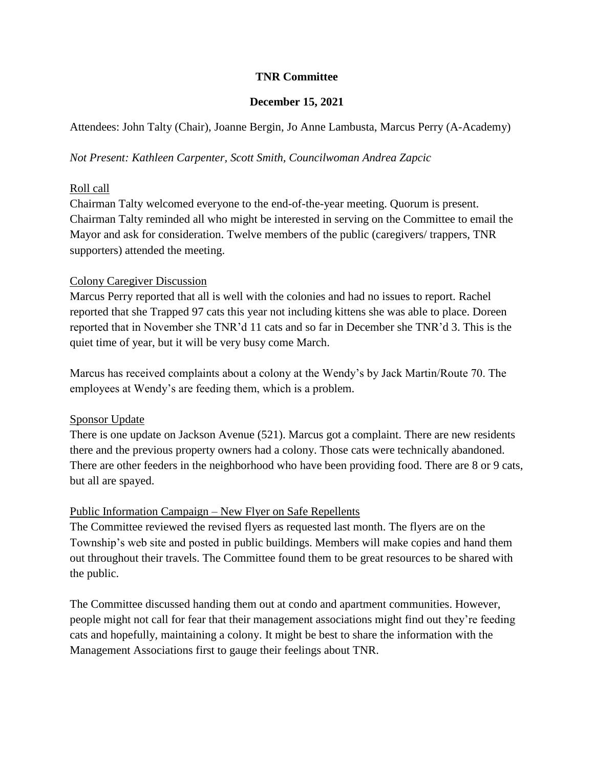**TNR Committee**

**December 15, 2021**

Attendees: John Talty (Chair), Joanne Bergin, Jo Anne Lambusta, Marcus Perry (A-Academy)

*Not Present: Kathleen Carpenter, Scott Smith, Councilwoman Andrea Zapcic*

<u>Roll call</u>

Chairman Talty welcomed everyone to the end-of-the-year meeting. Quorum is present. Chairman Talty reminded all who might be interested in serving on the Committee to email the Mayor and ask for consideration. Twelve members of the public (caregivers/ trappers, TNR supporters) attended the meeting.

<u>Colony Caregiver Discussion</u>

Marcus Perry reported that all is well with the colonies and had no issues to report. Rachel reported that she Trapped 97 cats this year not including kittens she was able to place. Doreen reported that in November she TNR'd 11 cats and so far in December she TNR'd 3. This is the quiet time of year, but it will be very busy come March.

Marcus has received complaints about a colony at the Wendy's by Jack Martin/Route 70. The employees at Wendy's are feeding them, which is a problem.

<u>Sponsor Update</u>

There is one update on Jackson Avenue (521). Marcus got a complaint. There are new residents there and the previous property owners had a colony. Those cats were technically abandoned. There are other feeders in the neighborhood who have been providing food. There are 8 or 9 cats, but all are spayed.

<u>Public Information Campaign – New Flyer on Safe Repellents</u>

The Committee reviewed the revised flyers as requested last month. The flyers are on the Township's web site and posted in public buildings. Members will make copies and hand them out throughout their travels. The Committee found them to be great resources to be shared with the public.

The Committee discussed handing them out at condo and apartment communities. However, people might not call for fear that their management associations might find out they're feeding cats and hopefully, maintaining a colony. It might be best to share the information with the Management Associations first to gauge their feelings about TNR.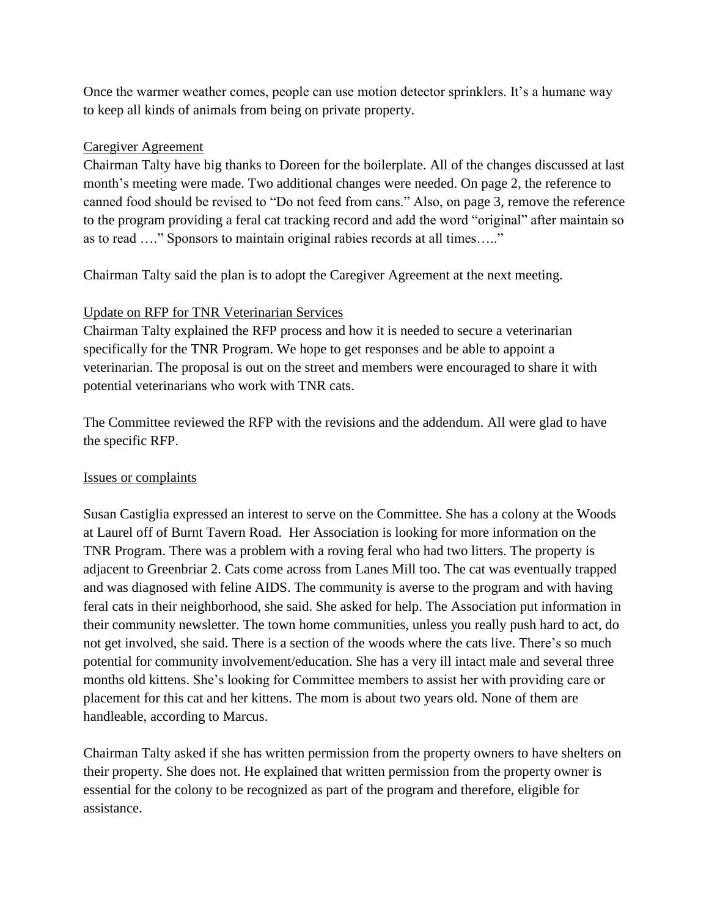Once the warmer weather comes, people can use motion detector sprinklers. It's a humane way to keep all kinds of animals from being on private property.

<u>Caregiver Agreement</u>

Chairman Talty have big thanks to Doreen for the boilerplate. All of the changes discussed at last month's meeting were made. Two additional changes were needed. On page 2, the reference to canned food should be revised to "Do not feed from cans." Also, on page 3, remove the reference to the program providing a feral cat tracking record and add the word "original" after maintain so as to read …." Sponsors to maintain original rabies records at all times….."

Chairman Talty said the plan is to adopt the Caregiver Agreement at the next meeting.

<u>Update on RFP for TNR Veterinarian Services</u>

Chairman Talty explained the RFP process and how it is needed to secure a veterinarian specifically for the TNR Program. We hope to get responses and be able to appoint a veterinarian. The proposal is out on the street and members were encouraged to share it with potential veterinarians who work with TNR cats.

The Committee reviewed the RFP with the revisions and the addendum. All were glad to have the specific RFP.

<u>Issues or complaints</u>

Susan Castiglia expressed an interest to serve on the Committee. She has a colony at the Woods at Laurel off of Burnt Tavern Road. Her Association is looking for more information on the TNR Program. There was a problem with a roving feral who had two litters. The property is adjacent to Greenbriar 2. Cats come across from Lanes Mill too. The cat was eventually trapped and was diagnosed with feline AIDS. The community is averse to the program and with having feral cats in their neighborhood, she said. She asked for help. The Association put information in their community newsletter. The town home communities, unless you really push hard to act, do not get involved, she said. There is a section of the woods where the cats live. There's so much potential for community involvement/education. She has a very ill intact male and several three months old kittens. She's looking for Committee members to assist her with providing care or placement for this cat and her kittens. The mom is about two years old. None of them are handleable, according to Marcus.

Chairman Talty asked if she has written permission from the property owners to have shelters on their property. She does not. He explained that written permission from the property owner is essential for the colony to be recognized as part of the program and therefore, eligible for assistance.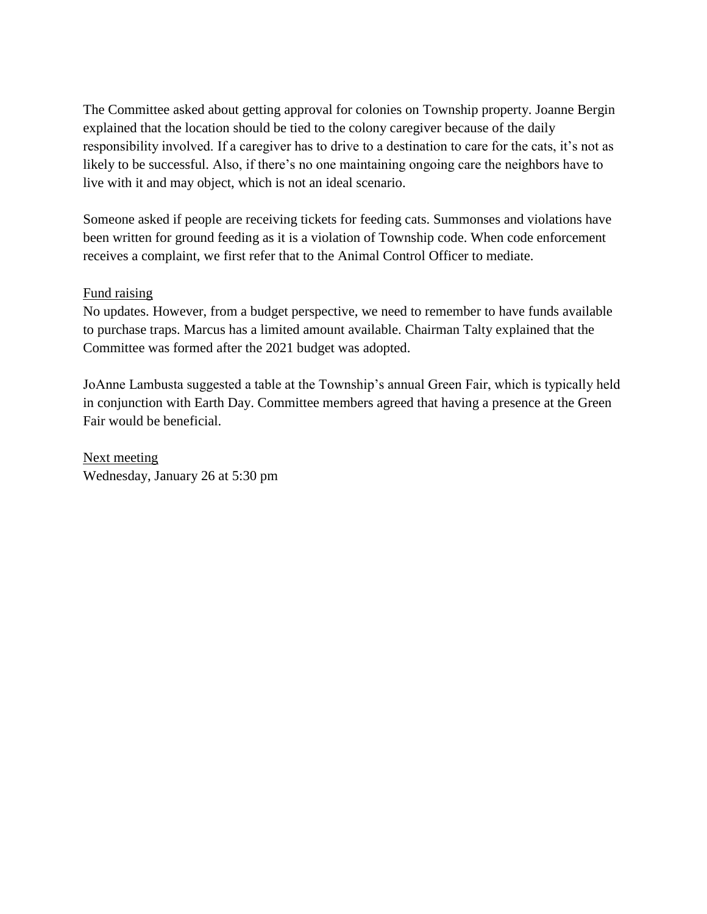The Committee asked about getting approval for colonies on Township property. Joanne Bergin explained that the location should be tied to the colony caregiver because of the daily responsibility involved. If a caregiver has to drive to a destination to care for the cats, it's not as likely to be successful. Also, if there's no one maintaining ongoing care the neighbors have to live with it and may object, which is not an ideal scenario.

Someone asked if people are receiving tickets for feeding cats. Summonses and violations have been written for ground feeding as it is a violation of Township code. When code enforcement receives a complaint, we first refer that to the Animal Control Officer to mediate.

<u>Fund raising</u>
No updates. However, from a budget perspective, we need to remember to have funds available to purchase traps. Marcus has a limited amount available. Chairman Talty explained that the Committee was formed after the 2021 budget was adopted.

JoAnne Lambusta suggested a table at the Township's annual Green Fair, which is typically held in conjunction with Earth Day. Committee members agreed that having a presence at the Green Fair would be beneficial.

<u>Next meeting</u>
Wednesday, January 26 at 5:30 pm